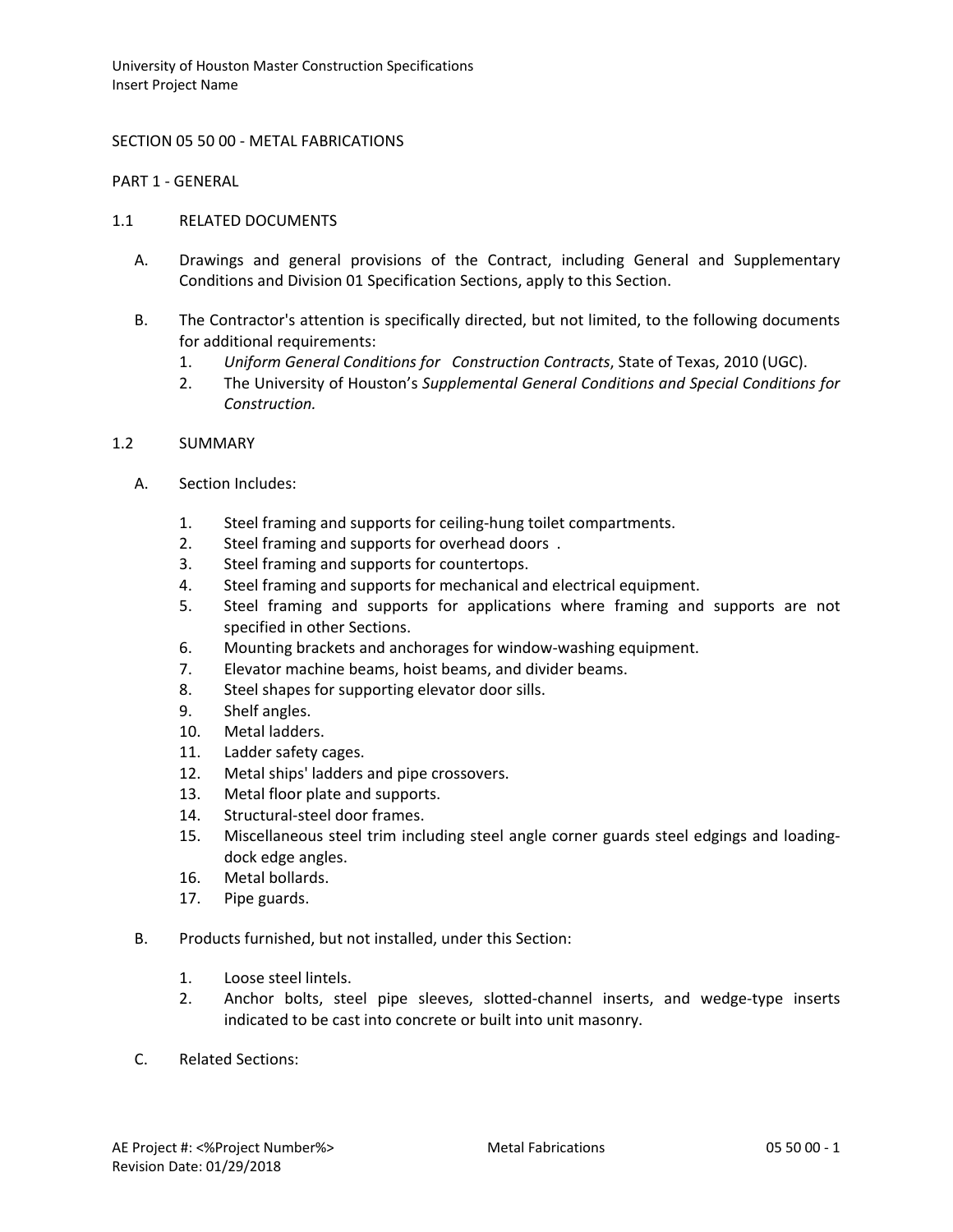# SECTION 05 50 00 - METAL FABRICATIONS

## PART 1 - GENERAL

### 1.1 RELATED DOCUMENTS

A. Drawings and general provisions of the Contract, including General and Supplementary Conditions and Division 01 Specification Sections, apply to this Section.

B. The Contractor's attention is specifically directed, but not limited, to the following documents for additional requirements:

1. *Uniform General Conditions for Construction Contracts*, State of Texas, 2010 (UGC).
2. The University of Houston's *Supplemental General Conditions and Special Conditions for Construction.*

### 1.2 SUMMARY

A. Section Includes:

1. Steel framing and supports for ceiling-hung toilet compartments.
2. Steel framing and supports for overhead doors .
3. Steel framing and supports for countertops.
4. Steel framing and supports for mechanical and electrical equipment.
5. Steel framing and supports for applications where framing and supports are not specified in other Sections.
6. Mounting brackets and anchorages for window-washing equipment.
7. Elevator machine beams, hoist beams, and divider beams.
8. Steel shapes for supporting elevator door sills.
9. Shelf angles.
10. Metal ladders.
11. Ladder safety cages.
12. Metal ships' ladders and pipe crossovers.
13. Metal floor plate and supports.
14. Structural-steel door frames.
15. Miscellaneous steel trim including steel angle corner guards steel edgings and loading-dock edge angles.
16. Metal bollards.
17. Pipe guards.

B. Products furnished, but not installed, under this Section:

1. Loose steel lintels.
2. Anchor bolts, steel pipe sleeves, slotted-channel inserts, and wedge-type inserts indicated to be cast into concrete or built into unit masonry.

C. Related Sections: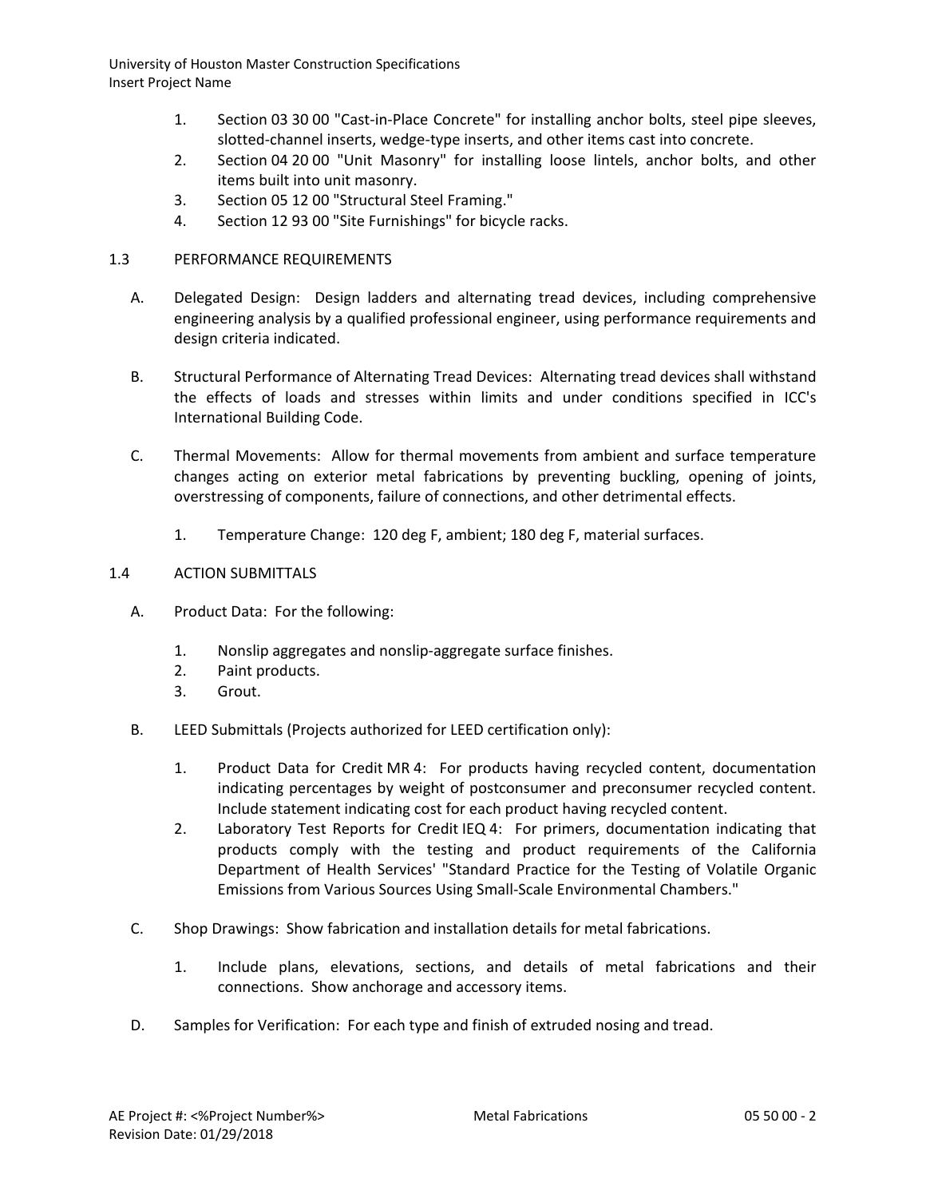1. Section 03 30 00 "Cast-in-Place Concrete" for installing anchor bolts, steel pipe sleeves, slotted-channel inserts, wedge-type inserts, and other items cast into concrete.
2. Section 04 20 00 "Unit Masonry" for installing loose lintels, anchor bolts, and other items built into unit masonry.
3. Section 05 12 00 "Structural Steel Framing."
4. Section 12 93 00 "Site Furnishings" for bicycle racks.

## 1.3 PERFORMANCE REQUIREMENTS

A. Delegated Design: Design ladders and alternating tread devices, including comprehensive engineering analysis by a qualified professional engineer, using performance requirements and design criteria indicated.

B. Structural Performance of Alternating Tread Devices: Alternating tread devices shall withstand the effects of loads and stresses within limits and under conditions specified in ICC's International Building Code.

C. Thermal Movements: Allow for thermal movements from ambient and surface temperature changes acting on exterior metal fabrications by preventing buckling, opening of joints, overstressing of components, failure of connections, and other detrimental effects.

1. Temperature Change: 120 deg F, ambient; 180 deg F, material surfaces.

## 1.4 ACTION SUBMITTALS

A. Product Data: For the following:

1. Nonslip aggregates and nonslip-aggregate surface finishes.
2. Paint products.
3. Grout.

B. LEED Submittals (Projects authorized for LEED certification only):

1. Product Data for Credit MR 4: For products having recycled content, documentation indicating percentages by weight of postconsumer and preconsumer recycled content. Include statement indicating cost for each product having recycled content.
2. Laboratory Test Reports for Credit IEQ 4: For primers, documentation indicating that products comply with the testing and product requirements of the California Department of Health Services' "Standard Practice for the Testing of Volatile Organic Emissions from Various Sources Using Small-Scale Environmental Chambers."

C. Shop Drawings: Show fabrication and installation details for metal fabrications.

1. Include plans, elevations, sections, and details of metal fabrications and their connections. Show anchorage and accessory items.

D. Samples for Verification: For each type and finish of extruded nosing and tread.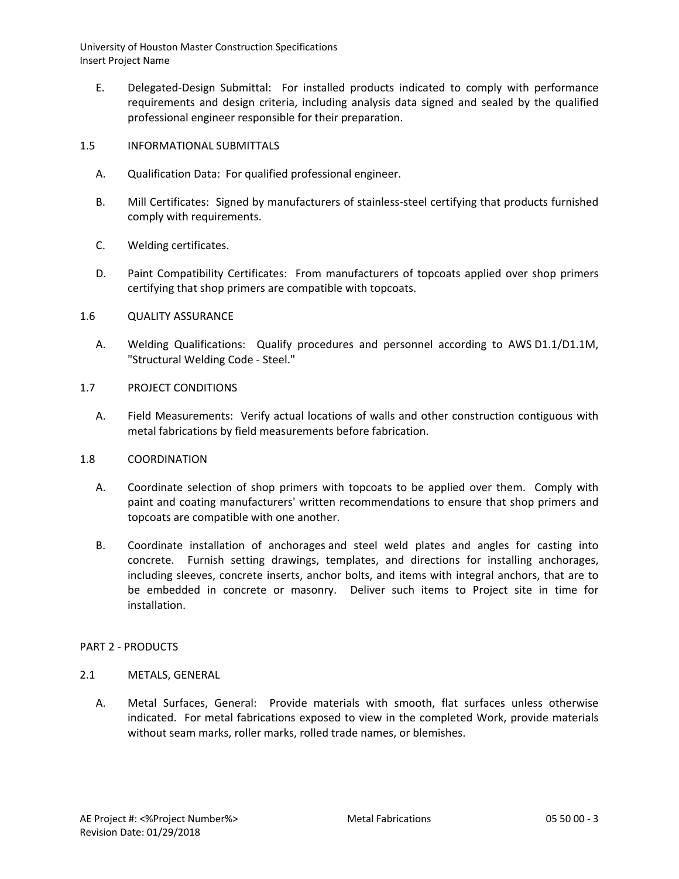E. Delegated-Design Submittal: For installed products indicated to comply with performance requirements and design criteria, including analysis data signed and sealed by the qualified professional engineer responsible for their preparation.

## 1.5 INFORMATIONAL SUBMITTALS

A. Qualification Data: For qualified professional engineer.

B. Mill Certificates: Signed by manufacturers of stainless-steel certifying that products furnished comply with requirements.

C. Welding certificates.

D. Paint Compatibility Certificates: From manufacturers of topcoats applied over shop primers certifying that shop primers are compatible with topcoats.

## 1.6 QUALITY ASSURANCE

A. Welding Qualifications: Qualify procedures and personnel according to AWS D1.1/D1.1M, "Structural Welding Code - Steel."

## 1.7 PROJECT CONDITIONS

A. Field Measurements: Verify actual locations of walls and other construction contiguous with metal fabrications by field measurements before fabrication.

## 1.8 COORDINATION

A. Coordinate selection of shop primers with topcoats to be applied over them. Comply with paint and coating manufacturers' written recommendations to ensure that shop primers and topcoats are compatible with one another.

B. Coordinate installation of anchorages and steel weld plates and angles for casting into concrete. Furnish setting drawings, templates, and directions for installing anchorages, including sleeves, concrete inserts, anchor bolts, and items with integral anchors, that are to be embedded in concrete or masonry. Deliver such items to Project site in time for installation.

# PART 2 - PRODUCTS

## 2.1 METALS, GENERAL

A. Metal Surfaces, General: Provide materials with smooth, flat surfaces unless otherwise indicated. For metal fabrications exposed to view in the completed Work, provide materials without seam marks, roller marks, rolled trade names, or blemishes.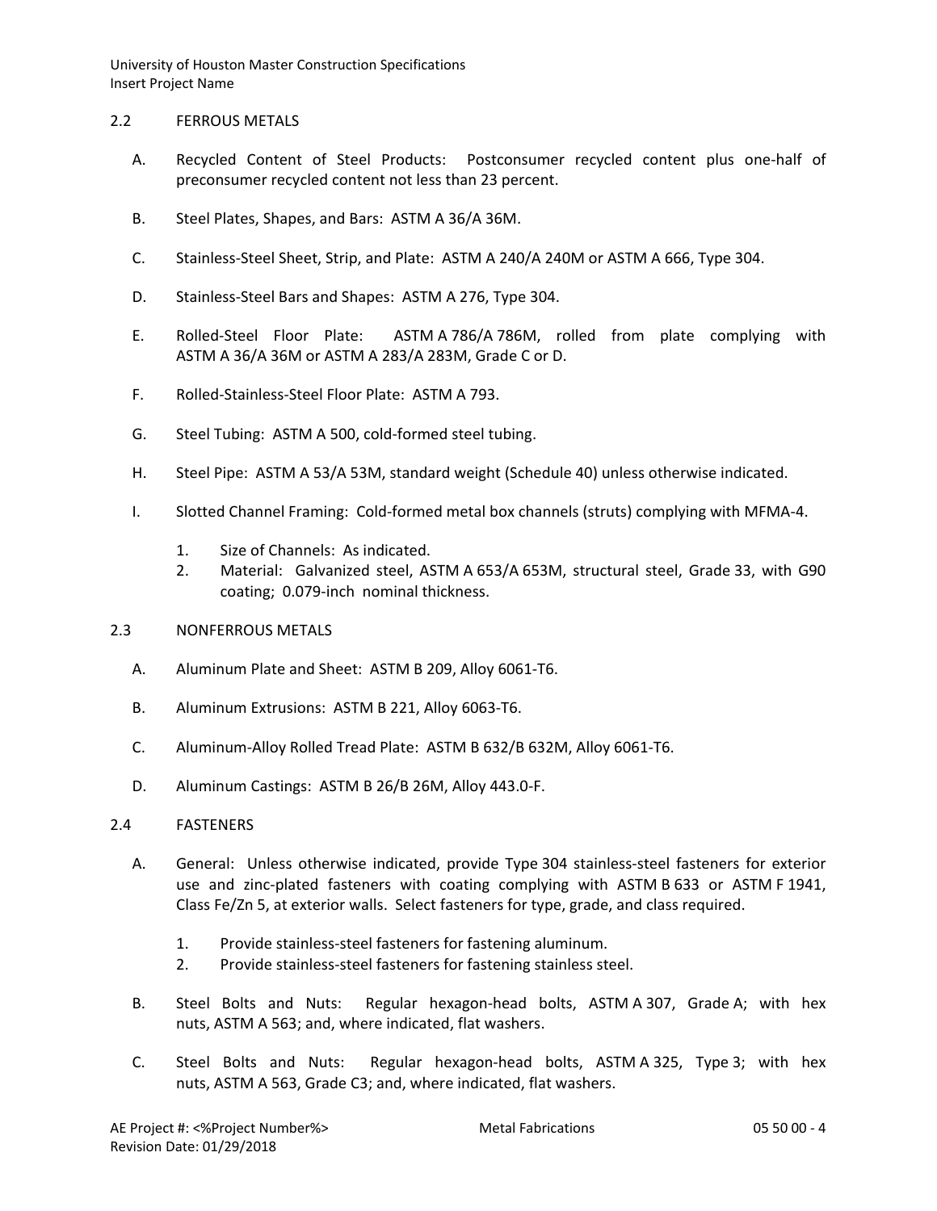## 2.2 FERROUS METALS

A. Recycled Content of Steel Products: Postconsumer recycled content plus one-half of preconsumer recycled content not less than 23 percent.

B. Steel Plates, Shapes, and Bars: ASTM A 36/A 36M.

C. Stainless-Steel Sheet, Strip, and Plate: ASTM A 240/A 240M or ASTM A 666, Type 304.

D. Stainless-Steel Bars and Shapes: ASTM A 276, Type 304.

E. Rolled-Steel Floor Plate: ASTM A 786/A 786M, rolled from plate complying with ASTM A 36/A 36M or ASTM A 283/A 283M, Grade C or D.

F. Rolled-Stainless-Steel Floor Plate: ASTM A 793.

G. Steel Tubing: ASTM A 500, cold-formed steel tubing.

H. Steel Pipe: ASTM A 53/A 53M, standard weight (Schedule 40) unless otherwise indicated.

I. Slotted Channel Framing: Cold-formed metal box channels (struts) complying with MFMA-4.

1. Size of Channels: As indicated.
2. Material: Galvanized steel, ASTM A 653/A 653M, structural steel, Grade 33, with G90 coating; 0.079-inch nominal thickness.

## 2.3 NONFERROUS METALS

A. Aluminum Plate and Sheet: ASTM B 209, Alloy 6061-T6.

B. Aluminum Extrusions: ASTM B 221, Alloy 6063-T6.

C. Aluminum-Alloy Rolled Tread Plate: ASTM B 632/B 632M, Alloy 6061-T6.

D. Aluminum Castings: ASTM B 26/B 26M, Alloy 443.0-F.

## 2.4 FASTENERS

A. General: Unless otherwise indicated, provide Type 304 stainless-steel fasteners for exterior use and zinc-plated fasteners with coating complying with ASTM B 633 or ASTM F 1941, Class Fe/Zn 5, at exterior walls. Select fasteners for type, grade, and class required.

1. Provide stainless-steel fasteners for fastening aluminum.
2. Provide stainless-steel fasteners for fastening stainless steel.

B. Steel Bolts and Nuts: Regular hexagon-head bolts, ASTM A 307, Grade A; with hex nuts, ASTM A 563; and, where indicated, flat washers.

C. Steel Bolts and Nuts: Regular hexagon-head bolts, ASTM A 325, Type 3; with hex nuts, ASTM A 563, Grade C3; and, where indicated, flat washers.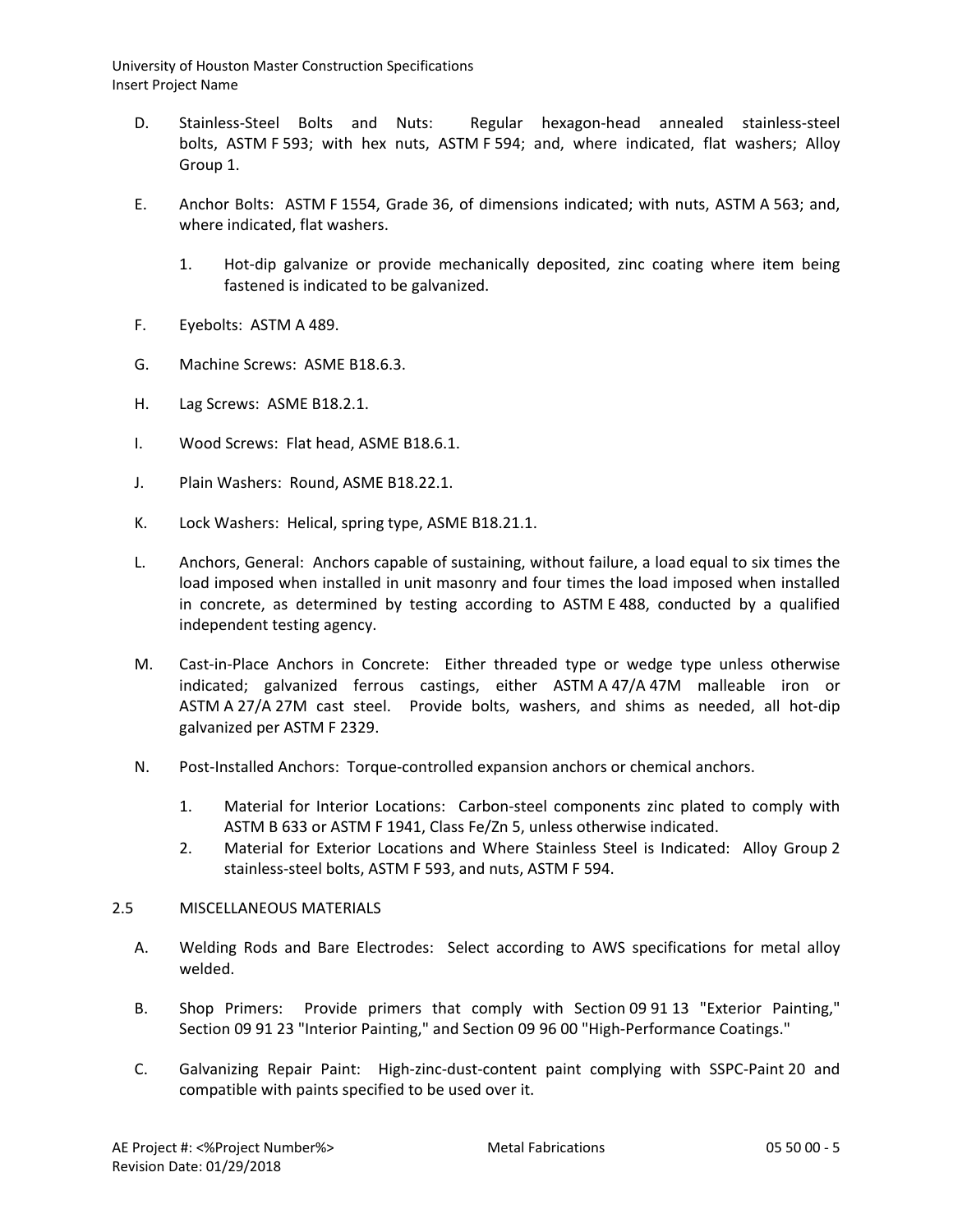D. Stainless-Steel Bolts and Nuts: Regular hexagon-head annealed stainless-steel bolts, ASTM F 593; with hex nuts, ASTM F 594; and, where indicated, flat washers; Alloy Group 1.

E. Anchor Bolts: ASTM F 1554, Grade 36, of dimensions indicated; with nuts, ASTM A 563; and, where indicated, flat washers.

1. Hot-dip galvanize or provide mechanically deposited, zinc coating where item being fastened is indicated to be galvanized.

F. Eyebolts: ASTM A 489.

G. Machine Screws: ASME B18.6.3.

H. Lag Screws: ASME B18.2.1.

I. Wood Screws: Flat head, ASME B18.6.1.

J. Plain Washers: Round, ASME B18.22.1.

K. Lock Washers: Helical, spring type, ASME B18.21.1.

L. Anchors, General: Anchors capable of sustaining, without failure, a load equal to six times the load imposed when installed in unit masonry and four times the load imposed when installed in concrete, as determined by testing according to ASTM E 488, conducted by a qualified independent testing agency.

M. Cast-in-Place Anchors in Concrete: Either threaded type or wedge type unless otherwise indicated; galvanized ferrous castings, either ASTM A 47/A 47M malleable iron or ASTM A 27/A 27M cast steel. Provide bolts, washers, and shims as needed, all hot-dip galvanized per ASTM F 2329.

N. Post-Installed Anchors: Torque-controlled expansion anchors or chemical anchors.

1. Material for Interior Locations: Carbon-steel components zinc plated to comply with ASTM B 633 or ASTM F 1941, Class Fe/Zn 5, unless otherwise indicated.
2. Material for Exterior Locations and Where Stainless Steel is Indicated: Alloy Group 2 stainless-steel bolts, ASTM F 593, and nuts, ASTM F 594.

## 2.5 MISCELLANEOUS MATERIALS

A. Welding Rods and Bare Electrodes: Select according to AWS specifications for metal alloy welded.

B. Shop Primers: Provide primers that comply with Section 09 91 13 "Exterior Painting," Section 09 91 23 "Interior Painting," and Section 09 96 00 "High-Performance Coatings."

C. Galvanizing Repair Paint: High-zinc-dust-content paint complying with SSPC-Paint 20 and compatible with paints specified to be used over it.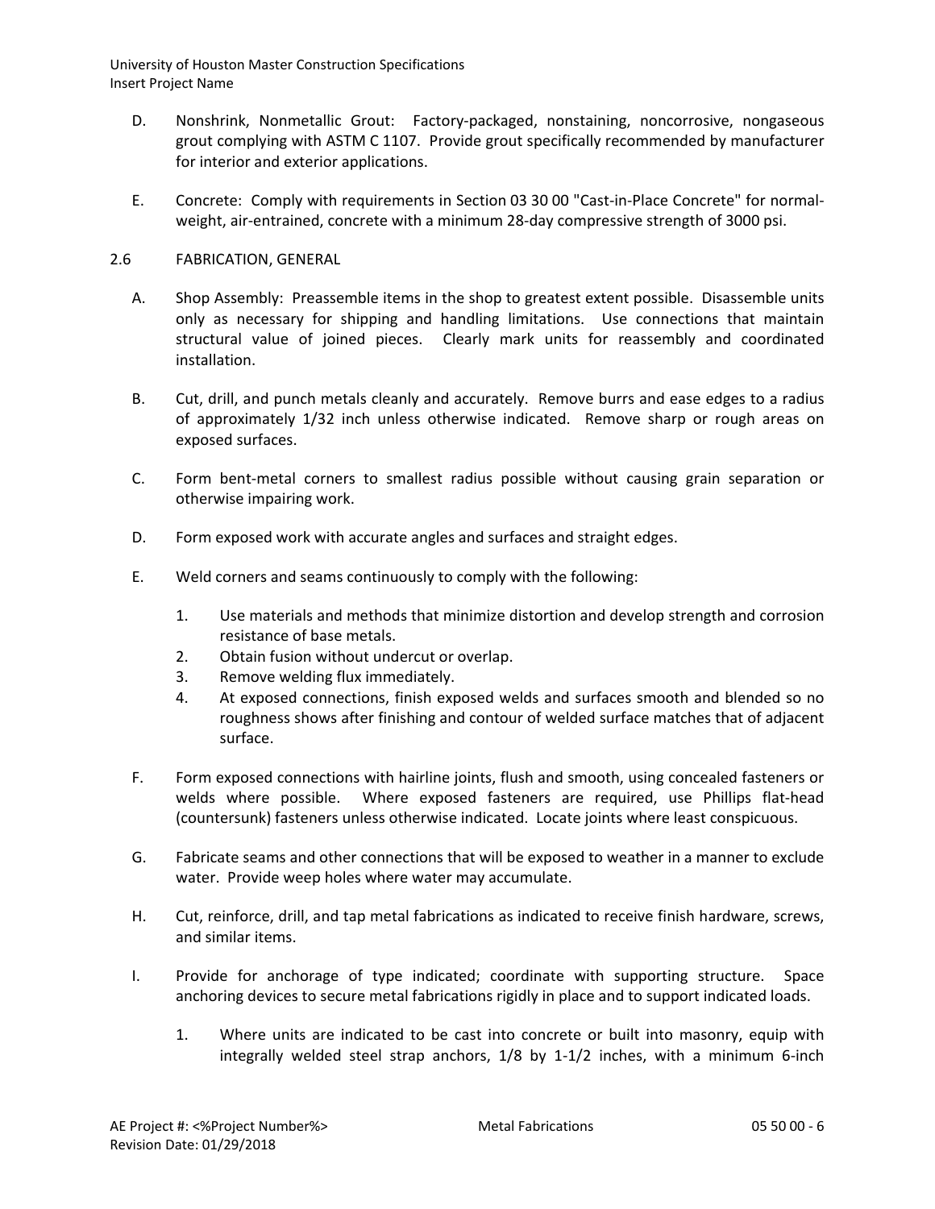D. Nonshrink, Nonmetallic Grout: Factory-packaged, nonstaining, noncorrosive, nongaseous grout complying with ASTM C 1107. Provide grout specifically recommended by manufacturer for interior and exterior applications.

E. Concrete: Comply with requirements in Section 03 30 00 "Cast-in-Place Concrete" for normal-weight, air-entrained, concrete with a minimum 28-day compressive strength of 3000 psi.

## 2.6 FABRICATION, GENERAL

A. Shop Assembly: Preassemble items in the shop to greatest extent possible. Disassemble units only as necessary for shipping and handling limitations. Use connections that maintain structural value of joined pieces. Clearly mark units for reassembly and coordinated installation.

B. Cut, drill, and punch metals cleanly and accurately. Remove burrs and ease edges to a radius of approximately 1/32 inch unless otherwise indicated. Remove sharp or rough areas on exposed surfaces.

C. Form bent-metal corners to smallest radius possible without causing grain separation or otherwise impairing work.

D. Form exposed work with accurate angles and surfaces and straight edges.

E. Weld corners and seams continuously to comply with the following:

1. Use materials and methods that minimize distortion and develop strength and corrosion resistance of base metals.
2. Obtain fusion without undercut or overlap.
3. Remove welding flux immediately.
4. At exposed connections, finish exposed welds and surfaces smooth and blended so no roughness shows after finishing and contour of welded surface matches that of adjacent surface.

F. Form exposed connections with hairline joints, flush and smooth, using concealed fasteners or welds where possible. Where exposed fasteners are required, use Phillips flat-head (countersunk) fasteners unless otherwise indicated. Locate joints where least conspicuous.

G. Fabricate seams and other connections that will be exposed to weather in a manner to exclude water. Provide weep holes where water may accumulate.

H. Cut, reinforce, drill, and tap metal fabrications as indicated to receive finish hardware, screws, and similar items.

I. Provide for anchorage of type indicated; coordinate with supporting structure. Space anchoring devices to secure metal fabrications rigidly in place and to support indicated loads.

1. Where units are indicated to be cast into concrete or built into masonry, equip with integrally welded steel strap anchors, 1/8 by 1-1/2 inches, with a minimum 6-inch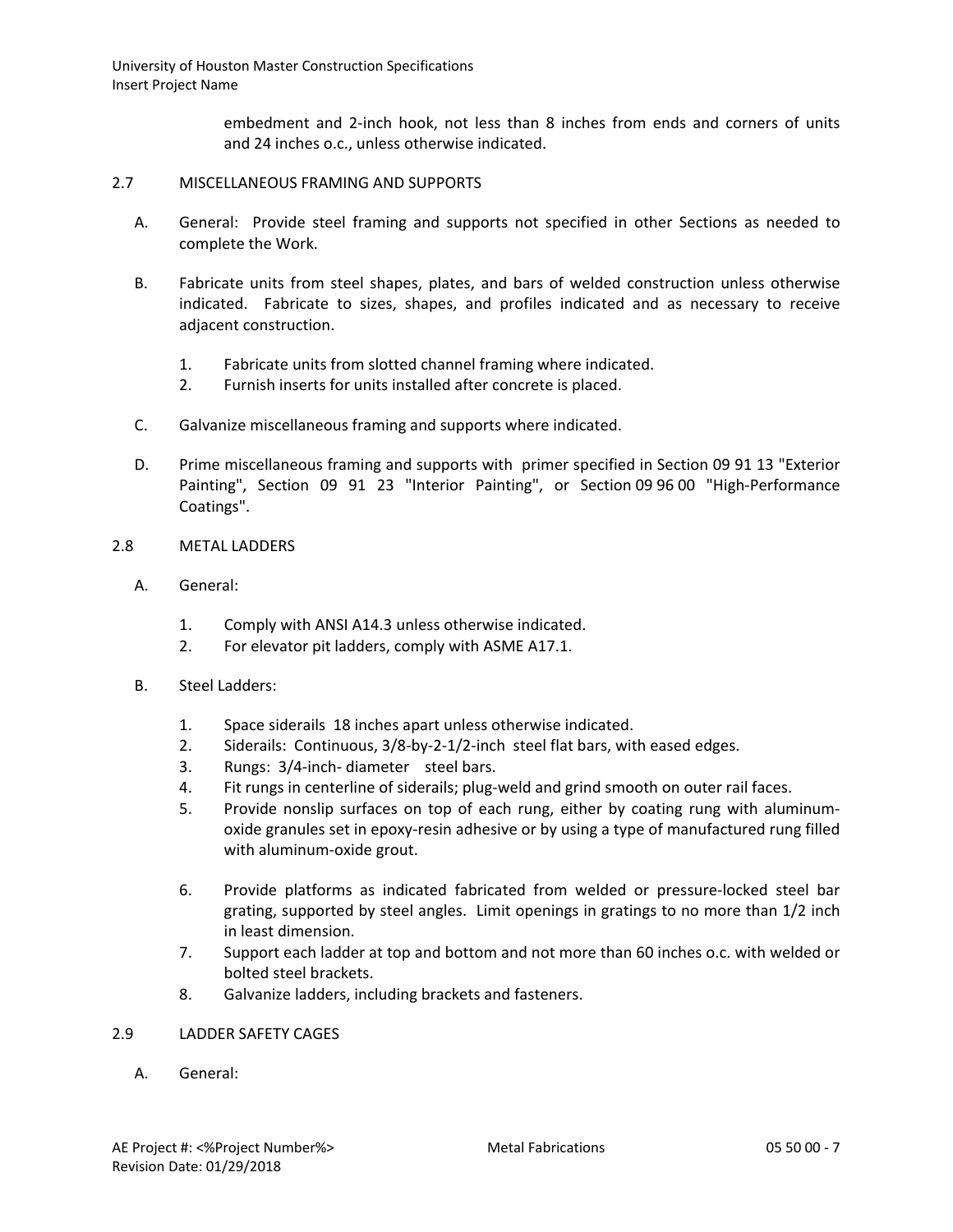embedment and 2-inch hook, not less than 8 inches from ends and corners of units and 24 inches o.c., unless otherwise indicated.

## 2.7 MISCELLANEOUS FRAMING AND SUPPORTS

A. General: Provide steel framing and supports not specified in other Sections as needed to complete the Work.

B. Fabricate units from steel shapes, plates, and bars of welded construction unless otherwise indicated. Fabricate to sizes, shapes, and profiles indicated and as necessary to receive adjacent construction.

1. Fabricate units from slotted channel framing where indicated.
2. Furnish inserts for units installed after concrete is placed.

C. Galvanize miscellaneous framing and supports where indicated.

D. Prime miscellaneous framing and supports with primer specified in Section 09 91 13 "Exterior Painting", Section 09 91 23 "Interior Painting", or Section 09 96 00 "High-Performance Coatings".

## 2.8 METAL LADDERS

A. General:

1. Comply with ANSI A14.3 unless otherwise indicated.
2. For elevator pit ladders, comply with ASME A17.1.

B. Steel Ladders:

1. Space siderails 18 inches apart unless otherwise indicated.
2. Siderails: Continuous, 3/8-by-2-1/2-inch steel flat bars, with eased edges.
3. Rungs: 3/4-inch- diameter steel bars.
4. Fit rungs in centerline of siderails; plug-weld and grind smooth on outer rail faces.
5. Provide nonslip surfaces on top of each rung, either by coating rung with aluminum-oxide granules set in epoxy-resin adhesive or by using a type of manufactured rung filled with aluminum-oxide grout.
6. Provide platforms as indicated fabricated from welded or pressure-locked steel bar grating, supported by steel angles. Limit openings in gratings to no more than 1/2 inch in least dimension.
7. Support each ladder at top and bottom and not more than 60 inches o.c. with welded or bolted steel brackets.
8. Galvanize ladders, including brackets and fasteners.

## 2.9 LADDER SAFETY CAGES

A. General: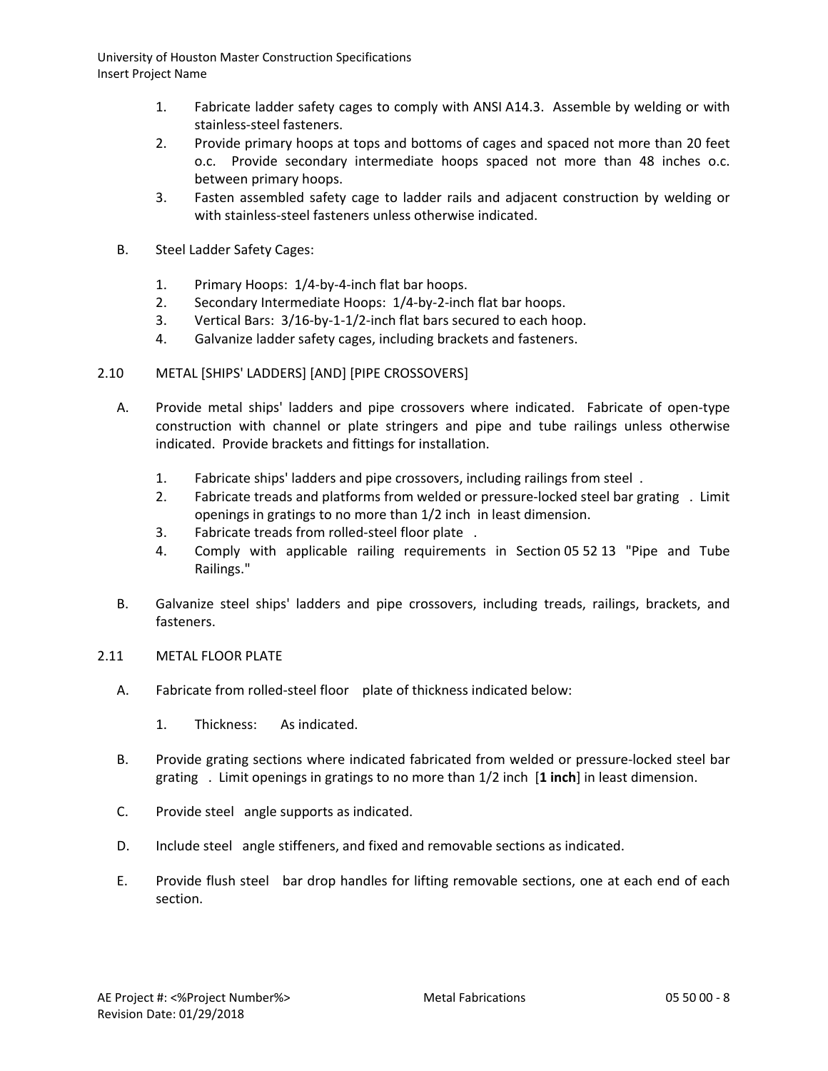1. Fabricate ladder safety cages to comply with ANSI A14.3. Assemble by welding or with stainless-steel fasteners.
2. Provide primary hoops at tops and bottoms of cages and spaced not more than 20 feet o.c. Provide secondary intermediate hoops spaced not more than 48 inches o.c. between primary hoops.
3. Fasten assembled safety cage to ladder rails and adjacent construction by welding or with stainless-steel fasteners unless otherwise indicated.

B. Steel Ladder Safety Cages:

1. Primary Hoops: 1/4-by-4-inch flat bar hoops.
2. Secondary Intermediate Hoops: 1/4-by-2-inch flat bar hoops.
3. Vertical Bars: 3/16-by-1-1/2-inch flat bars secured to each hoop.
4. Galvanize ladder safety cages, including brackets and fasteners.

## 2.10 METAL [SHIPS' LADDERS] [AND] [PIPE CROSSOVERS]

A. Provide metal ships' ladders and pipe crossovers where indicated. Fabricate of open-type construction with channel or plate stringers and pipe and tube railings unless otherwise indicated. Provide brackets and fittings for installation.

1. Fabricate ships' ladders and pipe crossovers, including railings from steel .
2. Fabricate treads and platforms from welded or pressure-locked steel bar grating . Limit openings in gratings to no more than 1/2 inch in least dimension.
3. Fabricate treads from rolled-steel floor plate .
4. Comply with applicable railing requirements in Section 05 52 13 "Pipe and Tube Railings."

B. Galvanize steel ships' ladders and pipe crossovers, including treads, railings, brackets, and fasteners.

## 2.11 METAL FLOOR PLATE

A. Fabricate from rolled-steel floor plate of thickness indicated below:

1. Thickness: As indicated.

B. Provide grating sections where indicated fabricated from welded or pressure-locked steel bar grating . Limit openings in gratings to no more than 1/2 inch [**1 inch**] in least dimension.

C. Provide steel angle supports as indicated.

D. Include steel angle stiffeners, and fixed and removable sections as indicated.

E. Provide flush steel bar drop handles for lifting removable sections, one at each end of each section.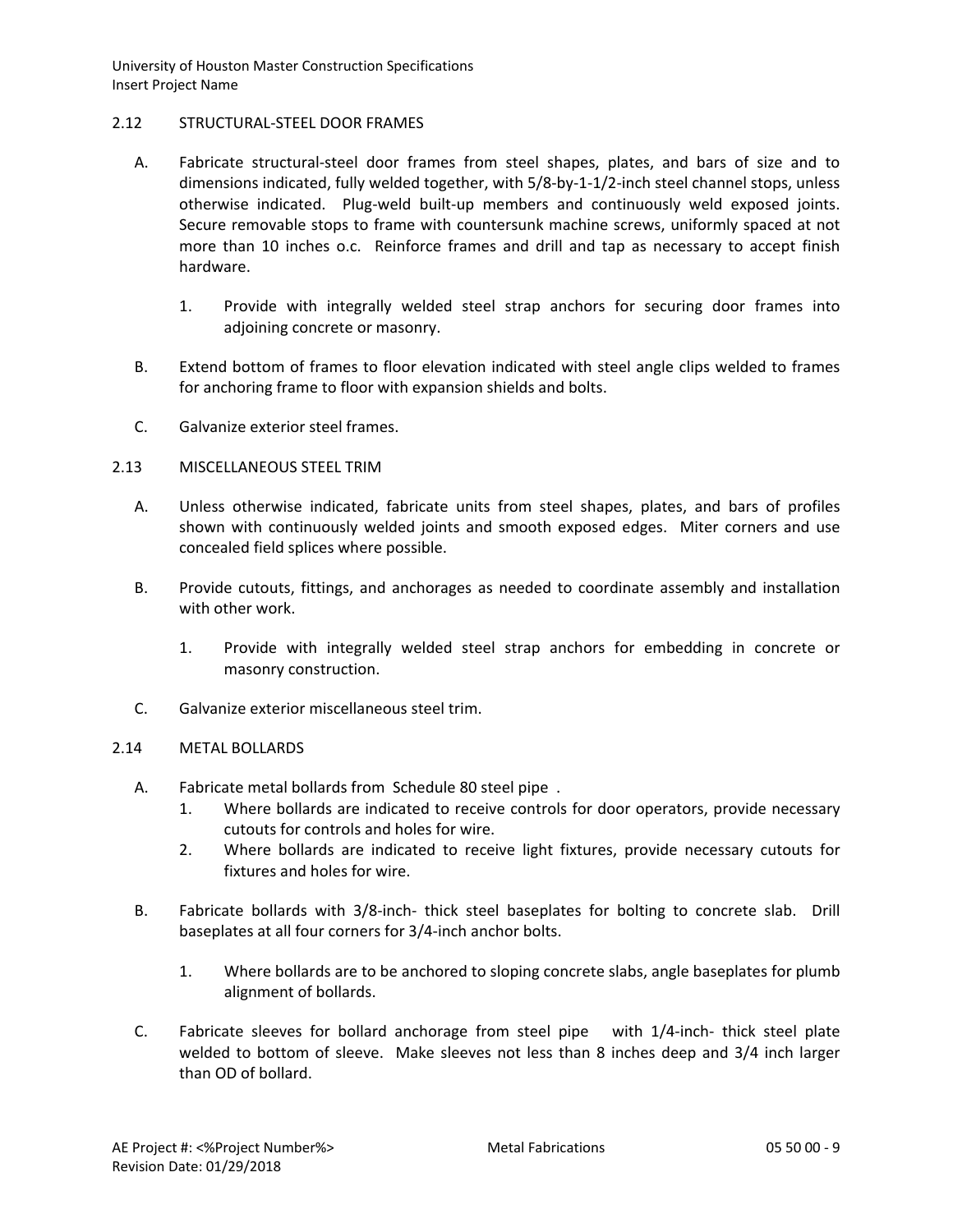## 2.12 STRUCTURAL-STEEL DOOR FRAMES

A. Fabricate structural-steel door frames from steel shapes, plates, and bars of size and to dimensions indicated, fully welded together, with 5/8-by-1-1/2-inch steel channel stops, unless otherwise indicated. Plug-weld built-up members and continuously weld exposed joints. Secure removable stops to frame with countersunk machine screws, uniformly spaced at not more than 10 inches o.c. Reinforce frames and drill and tap as necessary to accept finish hardware.

1. Provide with integrally welded steel strap anchors for securing door frames into adjoining concrete or masonry.

B. Extend bottom of frames to floor elevation indicated with steel angle clips welded to frames for anchoring frame to floor with expansion shields and bolts.

C. Galvanize exterior steel frames.

## 2.13 MISCELLANEOUS STEEL TRIM

A. Unless otherwise indicated, fabricate units from steel shapes, plates, and bars of profiles shown with continuously welded joints and smooth exposed edges. Miter corners and use concealed field splices where possible.

B. Provide cutouts, fittings, and anchorages as needed to coordinate assembly and installation with other work.

1. Provide with integrally welded steel strap anchors for embedding in concrete or masonry construction.

C. Galvanize exterior miscellaneous steel trim.

## 2.14 METAL BOLLARDS

A. Fabricate metal bollards from Schedule 80 steel pipe .

1. Where bollards are indicated to receive controls for door operators, provide necessary cutouts for controls and holes for wire.
2. Where bollards are indicated to receive light fixtures, provide necessary cutouts for fixtures and holes for wire.

B. Fabricate bollards with 3/8-inch- thick steel baseplates for bolting to concrete slab. Drill baseplates at all four corners for 3/4-inch anchor bolts.

1. Where bollards are to be anchored to sloping concrete slabs, angle baseplates for plumb alignment of bollards.

C. Fabricate sleeves for bollard anchorage from steel pipe with 1/4-inch- thick steel plate welded to bottom of sleeve. Make sleeves not less than 8 inches deep and 3/4 inch larger than OD of bollard.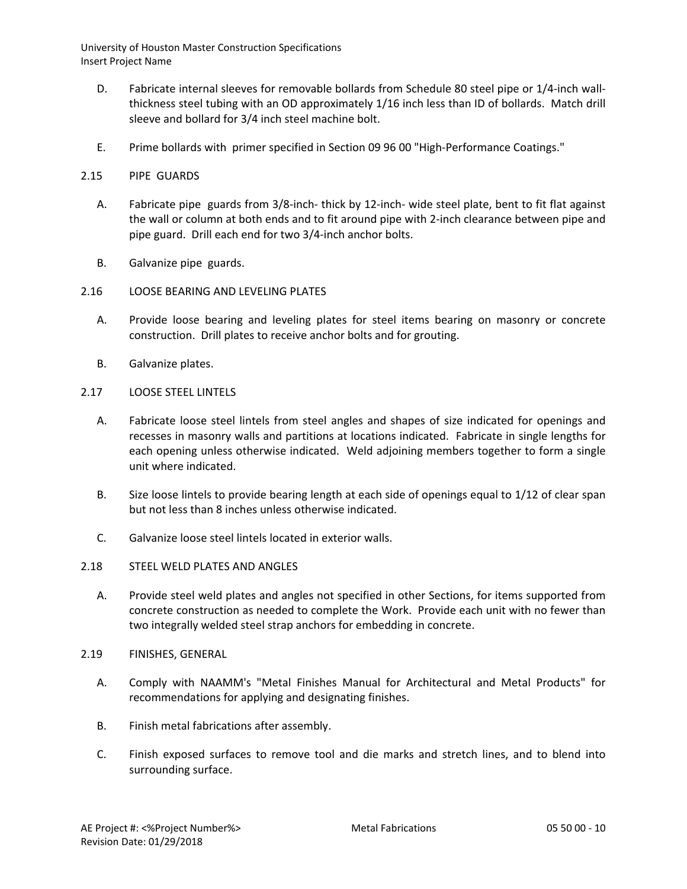D. Fabricate internal sleeves for removable bollards from Schedule 80 steel pipe or 1/4-inch wall-thickness steel tubing with an OD approximately 1/16 inch less than ID of bollards. Match drill sleeve and bollard for 3/4 inch steel machine bolt.

E. Prime bollards with primer specified in Section 09 96 00 "High-Performance Coatings."

## 2.15 PIPE GUARDS

A. Fabricate pipe guards from 3/8-inch- thick by 12-inch- wide steel plate, bent to fit flat against the wall or column at both ends and to fit around pipe with 2-inch clearance between pipe and pipe guard. Drill each end for two 3/4-inch anchor bolts.

B. Galvanize pipe guards.

## 2.16 LOOSE BEARING AND LEVELING PLATES

A. Provide loose bearing and leveling plates for steel items bearing on masonry or concrete construction. Drill plates to receive anchor bolts and for grouting.

B. Galvanize plates.

## 2.17 LOOSE STEEL LINTELS

A. Fabricate loose steel lintels from steel angles and shapes of size indicated for openings and recesses in masonry walls and partitions at locations indicated. Fabricate in single lengths for each opening unless otherwise indicated. Weld adjoining members together to form a single unit where indicated.

B. Size loose lintels to provide bearing length at each side of openings equal to 1/12 of clear span but not less than 8 inches unless otherwise indicated.

C. Galvanize loose steel lintels located in exterior walls.

## 2.18 STEEL WELD PLATES AND ANGLES

A. Provide steel weld plates and angles not specified in other Sections, for items supported from concrete construction as needed to complete the Work. Provide each unit with no fewer than two integrally welded steel strap anchors for embedding in concrete.

## 2.19 FINISHES, GENERAL

A. Comply with NAAMM's "Metal Finishes Manual for Architectural and Metal Products" for recommendations for applying and designating finishes.

B. Finish metal fabrications after assembly.

C. Finish exposed surfaces to remove tool and die marks and stretch lines, and to blend into surrounding surface.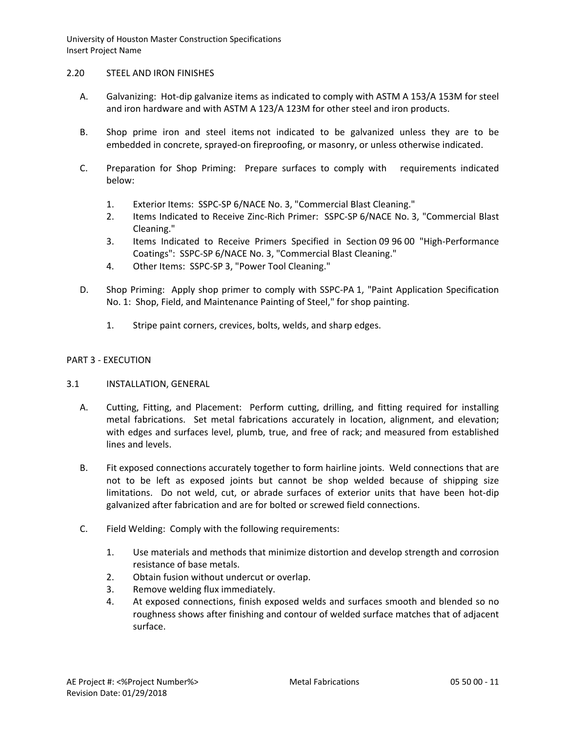## 2.20 STEEL AND IRON FINISHES

A. Galvanizing: Hot-dip galvanize items as indicated to comply with ASTM A 153/A 153M for steel and iron hardware and with ASTM A 123/A 123M for other steel and iron products.

B. Shop prime iron and steel items not indicated to be galvanized unless they are to be embedded in concrete, sprayed-on fireproofing, or masonry, or unless otherwise indicated.

C. Preparation for Shop Priming: Prepare surfaces to comply with requirements indicated below:

1. Exterior Items: SSPC-SP 6/NACE No. 3, "Commercial Blast Cleaning."
2. Items Indicated to Receive Zinc-Rich Primer: SSPC-SP 6/NACE No. 3, "Commercial Blast Cleaning."
3. Items Indicated to Receive Primers Specified in Section 09 96 00 "High-Performance Coatings": SSPC-SP 6/NACE No. 3, "Commercial Blast Cleaning."
4. Other Items: SSPC-SP 3, "Power Tool Cleaning."

D. Shop Priming: Apply shop primer to comply with SSPC-PA 1, "Paint Application Specification No. 1: Shop, Field, and Maintenance Painting of Steel," for shop painting.

1. Stripe paint corners, crevices, bolts, welds, and sharp edges.

# PART 3 - EXECUTION

## 3.1 INSTALLATION, GENERAL

A. Cutting, Fitting, and Placement: Perform cutting, drilling, and fitting required for installing metal fabrications. Set metal fabrications accurately in location, alignment, and elevation; with edges and surfaces level, plumb, true, and free of rack; and measured from established lines and levels.

B. Fit exposed connections accurately together to form hairline joints. Weld connections that are not to be left as exposed joints but cannot be shop welded because of shipping size limitations. Do not weld, cut, or abrade surfaces of exterior units that have been hot-dip galvanized after fabrication and are for bolted or screwed field connections.

C. Field Welding: Comply with the following requirements:

1. Use materials and methods that minimize distortion and develop strength and corrosion resistance of base metals.
2. Obtain fusion without undercut or overlap.
3. Remove welding flux immediately.
4. At exposed connections, finish exposed welds and surfaces smooth and blended so no roughness shows after finishing and contour of welded surface matches that of adjacent surface.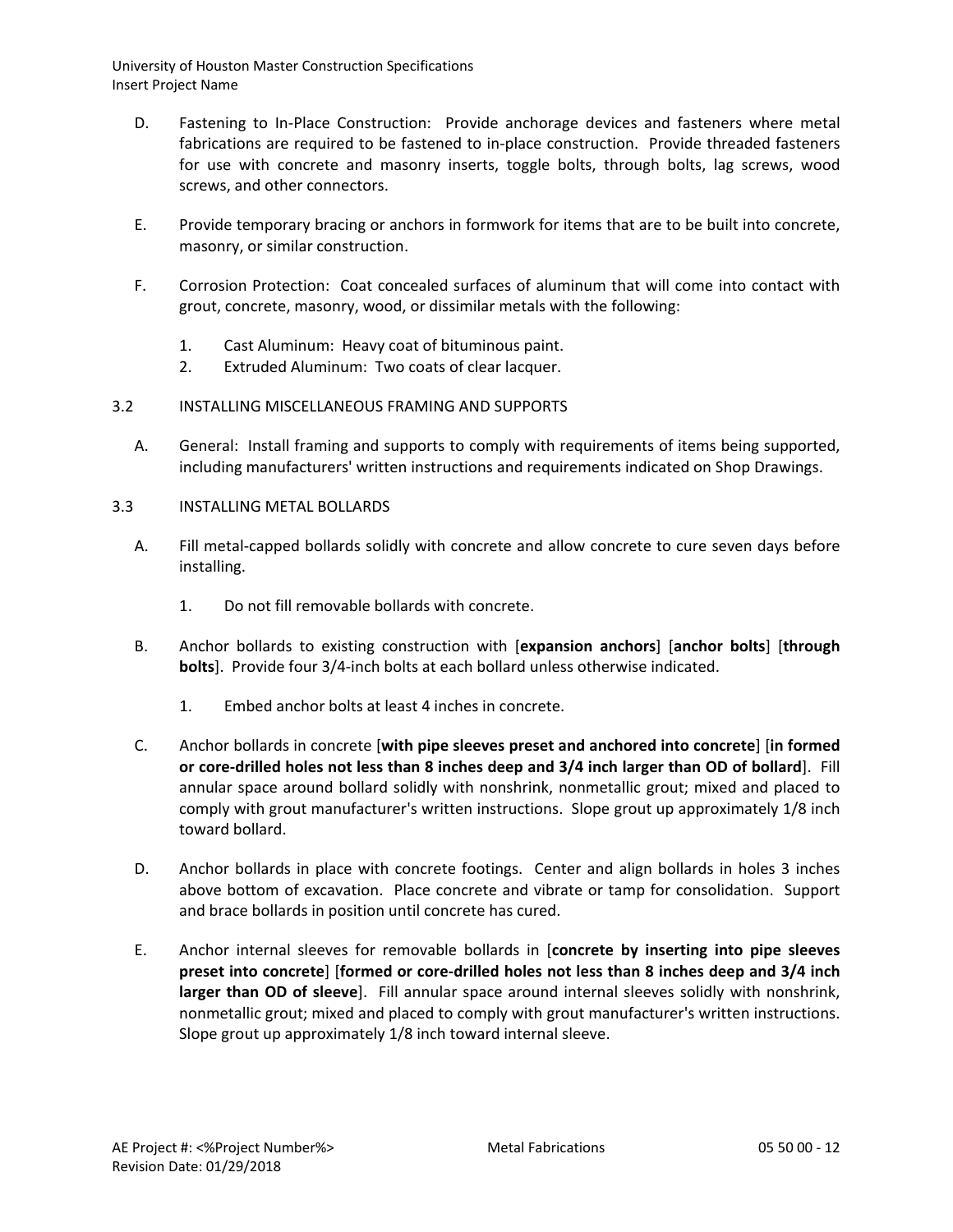D. Fastening to In-Place Construction: Provide anchorage devices and fasteners where metal fabrications are required to be fastened to in-place construction. Provide threaded fasteners for use with concrete and masonry inserts, toggle bolts, through bolts, lag screws, wood screws, and other connectors.

E. Provide temporary bracing or anchors in formwork for items that are to be built into concrete, masonry, or similar construction.

F. Corrosion Protection: Coat concealed surfaces of aluminum that will come into contact with grout, concrete, masonry, wood, or dissimilar metals with the following:

1. Cast Aluminum: Heavy coat of bituminous paint.
2. Extruded Aluminum: Two coats of clear lacquer.

3.2 INSTALLING MISCELLANEOUS FRAMING AND SUPPORTS

A. General: Install framing and supports to comply with requirements of items being supported, including manufacturers' written instructions and requirements indicated on Shop Drawings.

3.3 INSTALLING METAL BOLLARDS

A. Fill metal-capped bollards solidly with concrete and allow concrete to cure seven days before installing.

1. Do not fill removable bollards with concrete.

B. Anchor bollards to existing construction with [**expansion anchors**] [**anchor bolts**] [**through bolts**]. Provide four 3/4-inch bolts at each bollard unless otherwise indicated.

1. Embed anchor bolts at least 4 inches in concrete.

C. Anchor bollards in concrete [**with pipe sleeves preset and anchored into concrete**] [**in formed or core-drilled holes not less than 8 inches deep and 3/4 inch larger than OD of bollard**]. Fill annular space around bollard solidly with nonshrink, nonmetallic grout; mixed and placed to comply with grout manufacturer's written instructions. Slope grout up approximately 1/8 inch toward bollard.

D. Anchor bollards in place with concrete footings. Center and align bollards in holes 3 inches above bottom of excavation. Place concrete and vibrate or tamp for consolidation. Support and brace bollards in position until concrete has cured.

E. Anchor internal sleeves for removable bollards in [**concrete by inserting into pipe sleeves preset into concrete**] [**formed or core-drilled holes not less than 8 inches deep and 3/4 inch larger than OD of sleeve**]. Fill annular space around internal sleeves solidly with nonshrink, nonmetallic grout; mixed and placed to comply with grout manufacturer's written instructions. Slope grout up approximately 1/8 inch toward internal sleeve.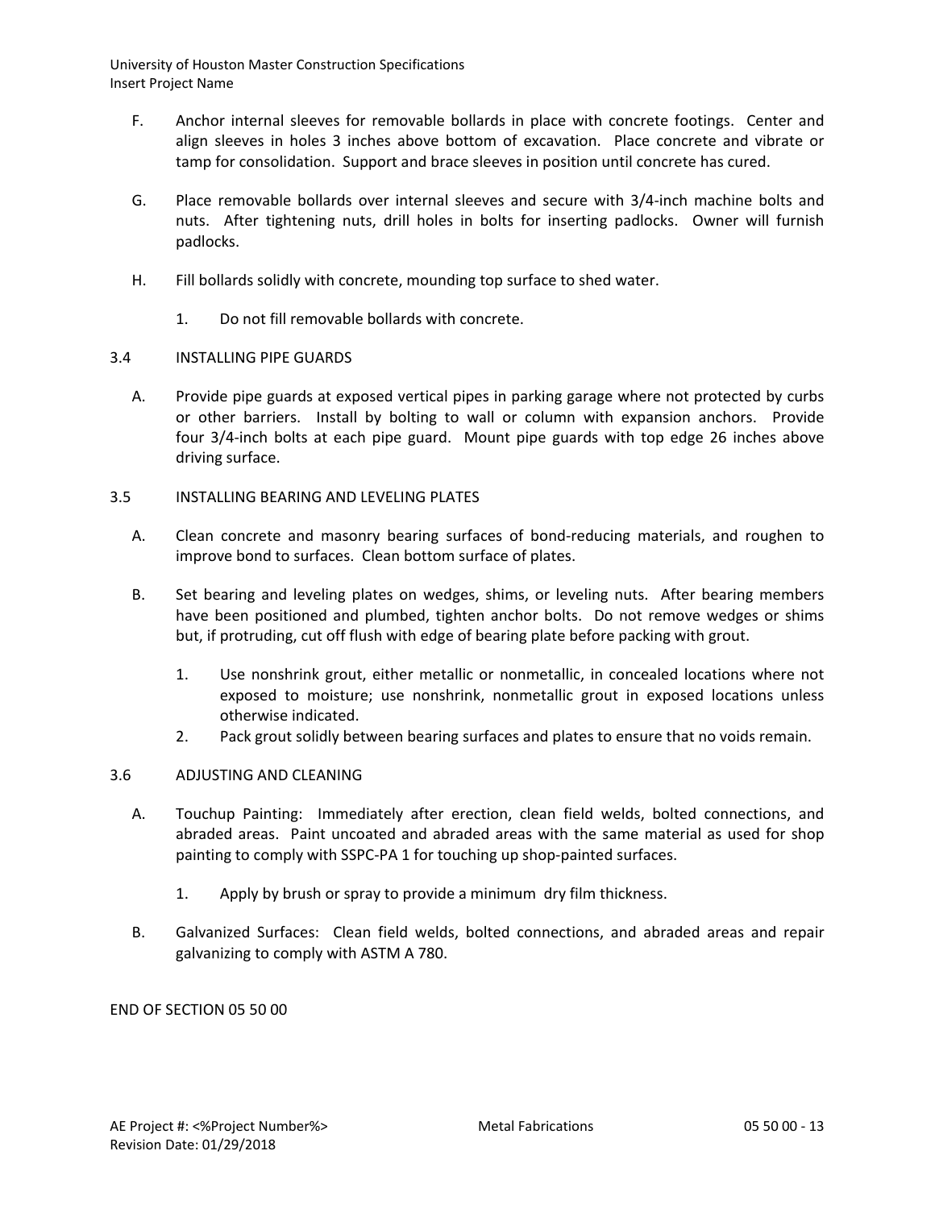F. Anchor internal sleeves for removable bollards in place with concrete footings. Center and align sleeves in holes 3 inches above bottom of excavation. Place concrete and vibrate or tamp for consolidation. Support and brace sleeves in position until concrete has cured.

G. Place removable bollards over internal sleeves and secure with 3/4-inch machine bolts and nuts. After tightening nuts, drill holes in bolts for inserting padlocks. Owner will furnish padlocks.

H. Fill bollards solidly with concrete, mounding top surface to shed water.

1. Do not fill removable bollards with concrete.

## 3.4 INSTALLING PIPE GUARDS

A. Provide pipe guards at exposed vertical pipes in parking garage where not protected by curbs or other barriers. Install by bolting to wall or column with expansion anchors. Provide four 3/4-inch bolts at each pipe guard. Mount pipe guards with top edge 26 inches above driving surface.

## 3.5 INSTALLING BEARING AND LEVELING PLATES

A. Clean concrete and masonry bearing surfaces of bond-reducing materials, and roughen to improve bond to surfaces. Clean bottom surface of plates.

B. Set bearing and leveling plates on wedges, shims, or leveling nuts. After bearing members have been positioned and plumbed, tighten anchor bolts. Do not remove wedges or shims but, if protruding, cut off flush with edge of bearing plate before packing with grout.

1. Use nonshrink grout, either metallic or nonmetallic, in concealed locations where not exposed to moisture; use nonshrink, nonmetallic grout in exposed locations unless otherwise indicated.
2. Pack grout solidly between bearing surfaces and plates to ensure that no voids remain.

## 3.6 ADJUSTING AND CLEANING

A. Touchup Painting: Immediately after erection, clean field welds, bolted connections, and abraded areas. Paint uncoated and abraded areas with the same material as used for shop painting to comply with SSPC-PA 1 for touching up shop-painted surfaces.

1. Apply by brush or spray to provide a minimum dry film thickness.

B. Galvanized Surfaces: Clean field welds, bolted connections, and abraded areas and repair galvanizing to comply with ASTM A 780.

END OF SECTION 05 50 00